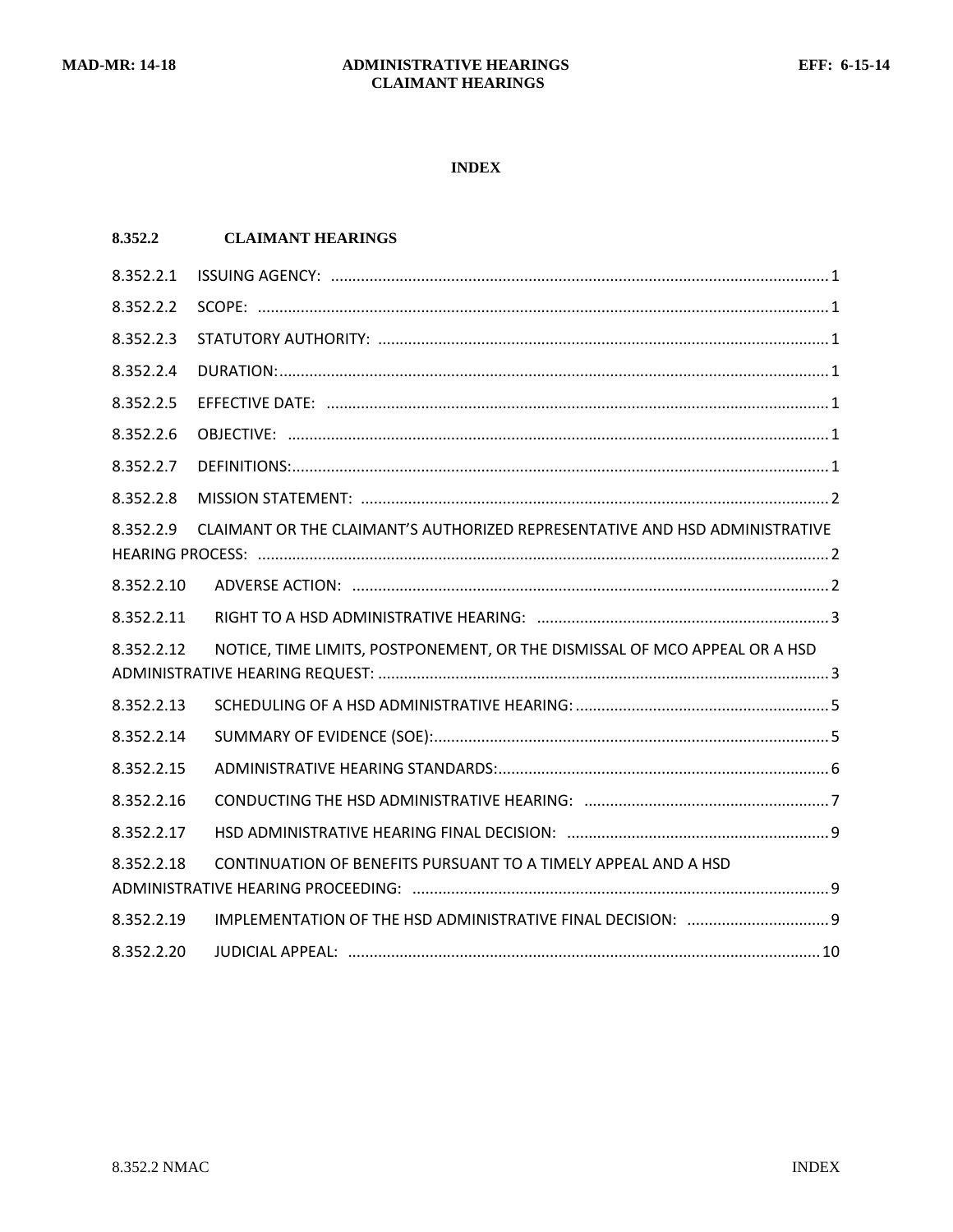# INDEX

## 8.352.2 CLAIMANT HEARINGS

8.352.2.1 ISSUING AGENCY: ...... 1

8.352.2.2 SCOPE: ...... 1

8.352.2.3 STATUTORY AUTHORITY: ...... 1

8.352.2.4 DURATION: ...... 1

8.352.2.5 EFFECTIVE DATE: ...... 1

8.352.2.6 OBJECTIVE: ...... 1

8.352.2.7 DEFINITIONS: ...... 1

8.352.2.8 MISSION STATEMENT: ...... 2

8.352.2.9 CLAIMANT OR THE CLAIMANT'S AUTHORIZED REPRESENTATIVE AND HSD ADMINISTRATIVE HEARING PROCESS: ...... 2

8.352.2.10 ADVERSE ACTION: ...... 2

8.352.2.11 RIGHT TO A HSD ADMINISTRATIVE HEARING: ...... 3

8.352.2.12 NOTICE, TIME LIMITS, POSTPONEMENT, OR THE DISMISSAL OF MCO APPEAL OR A HSD ADMINISTRATIVE HEARING REQUEST: ...... 3

8.352.2.13 SCHEDULING OF A HSD ADMINISTRATIVE HEARING: ...... 5

8.352.2.14 SUMMARY OF EVIDENCE (SOE): ...... 5

8.352.2.15 ADMINISTRATIVE HEARING STANDARDS: ...... 6

8.352.2.16 CONDUCTING THE HSD ADMINISTRATIVE HEARING: ...... 7

8.352.2.17 HSD ADMINISTRATIVE HEARING FINAL DECISION: ...... 9

8.352.2.18 CONTINUATION OF BENEFITS PURSUANT TO A TIMELY APPEAL AND A HSD ADMINISTRATIVE HEARING PROCEEDING: ...... 9

8.352.2.19 IMPLEMENTATION OF THE HSD ADMINISTRATIVE FINAL DECISION: ...... 9

8.352.2.20 JUDICIAL APPEAL: ...... 10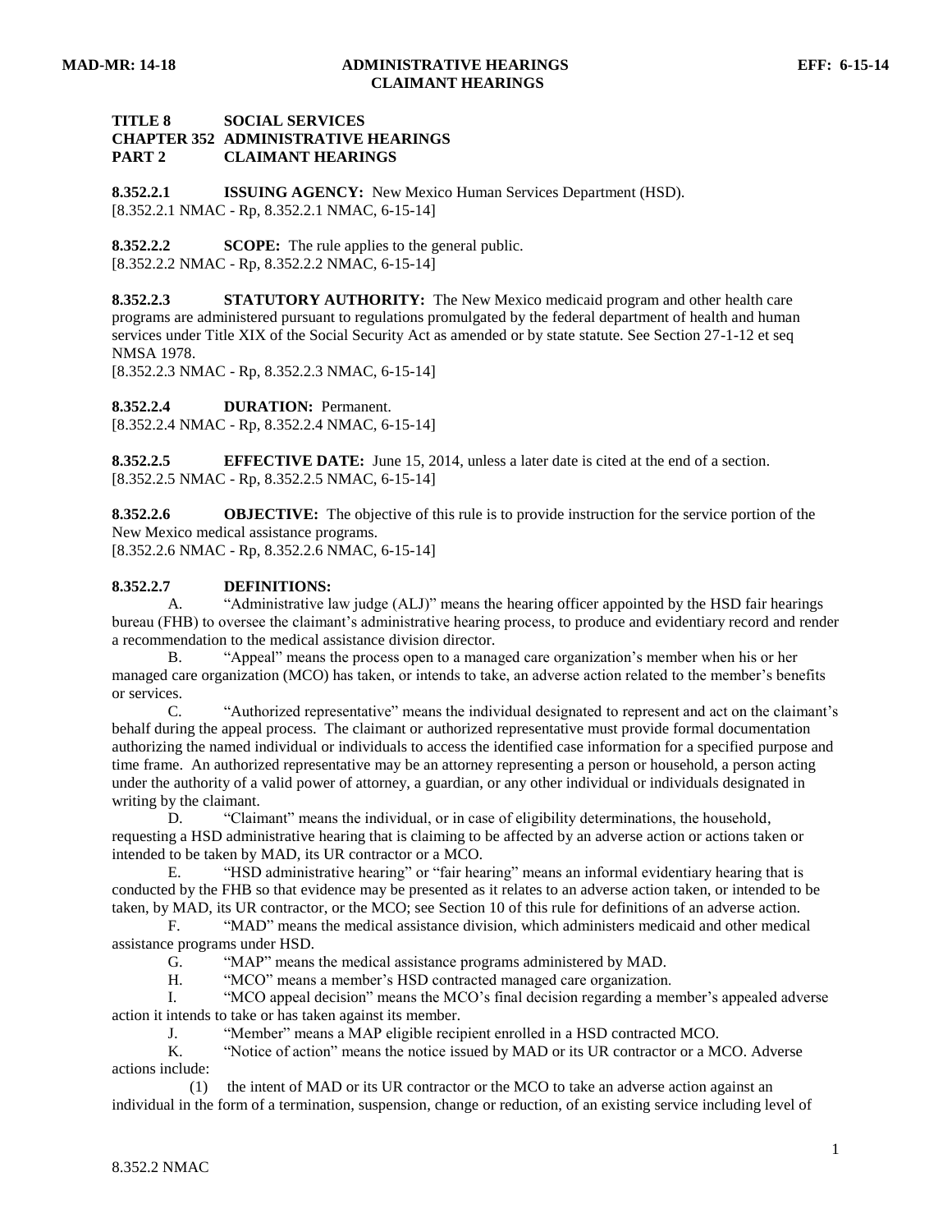**TITLE 8 SOCIAL SERVICES**
**CHAPTER 352 ADMINISTRATIVE HEARINGS**
**PART 2 CLAIMANT HEARINGS**

**8.352.2.1 ISSUING AGENCY:** New Mexico Human Services Department (HSD).
[8.352.2.1 NMAC - Rp, 8.352.2.1 NMAC, 6-15-14]

**8.352.2.2 SCOPE:** The rule applies to the general public.
[8.352.2.2 NMAC - Rp, 8.352.2.2 NMAC, 6-15-14]

**8.352.2.3 STATUTORY AUTHORITY:** The New Mexico medicaid program and other health care programs are administered pursuant to regulations promulgated by the federal department of health and human services under Title XIX of the Social Security Act as amended or by state statute. See Section 27-1-12 et seq NMSA 1978.
[8.352.2.3 NMAC - Rp, 8.352.2.3 NMAC, 6-15-14]

**8.352.2.4 DURATION:** Permanent.
[8.352.2.4 NMAC - Rp, 8.352.2.4 NMAC, 6-15-14]

**8.352.2.5 EFFECTIVE DATE:** June 15, 2014, unless a later date is cited at the end of a section.
[8.352.2.5 NMAC - Rp, 8.352.2.5 NMAC, 6-15-14]

**8.352.2.6 OBJECTIVE:** The objective of this rule is to provide instruction for the service portion of the New Mexico medical assistance programs.
[8.352.2.6 NMAC - Rp, 8.352.2.6 NMAC, 6-15-14]

**8.352.2.7 DEFINITIONS:**

A. "Administrative law judge (ALJ)" means the hearing officer appointed by the HSD fair hearings bureau (FHB) to oversee the claimant's administrative hearing process, to produce and evidentiary record and render a recommendation to the medical assistance division director.

B. "Appeal" means the process open to a managed care organization's member when his or her managed care organization (MCO) has taken, or intends to take, an adverse action related to the member's benefits or services.

C. "Authorized representative" means the individual designated to represent and act on the claimant's behalf during the appeal process. The claimant or authorized representative must provide formal documentation authorizing the named individual or individuals to access the identified case information for a specified purpose and time frame. An authorized representative may be an attorney representing a person or household, a person acting under the authority of a valid power of attorney, a guardian, or any other individual or individuals designated in writing by the claimant.

D. "Claimant" means the individual, or in case of eligibility determinations, the household, requesting a HSD administrative hearing that is claiming to be affected by an adverse action or actions taken or intended to be taken by MAD, its UR contractor or a MCO.

E. "HSD administrative hearing" or "fair hearing" means an informal evidentiary hearing that is conducted by the FHB so that evidence may be presented as it relates to an adverse action taken, or intended to be taken, by MAD, its UR contractor, or the MCO; see Section 10 of this rule for definitions of an adverse action.

F. "MAD" means the medical assistance division, which administers medicaid and other medical assistance programs under HSD.

G. "MAP" means the medical assistance programs administered by MAD.

H. "MCO" means a member's HSD contracted managed care organization.

I. "MCO appeal decision" means the MCO's final decision regarding a member's appealed adverse action it intends to take or has taken against its member.

J. "Member" means a MAP eligible recipient enrolled in a HSD contracted MCO.

K. "Notice of action" means the notice issued by MAD or its UR contractor or a MCO. Adverse actions include:

(1) the intent of MAD or its UR contractor or the MCO to take an adverse action against an individual in the form of a termination, suspension, change or reduction, of an existing service including level of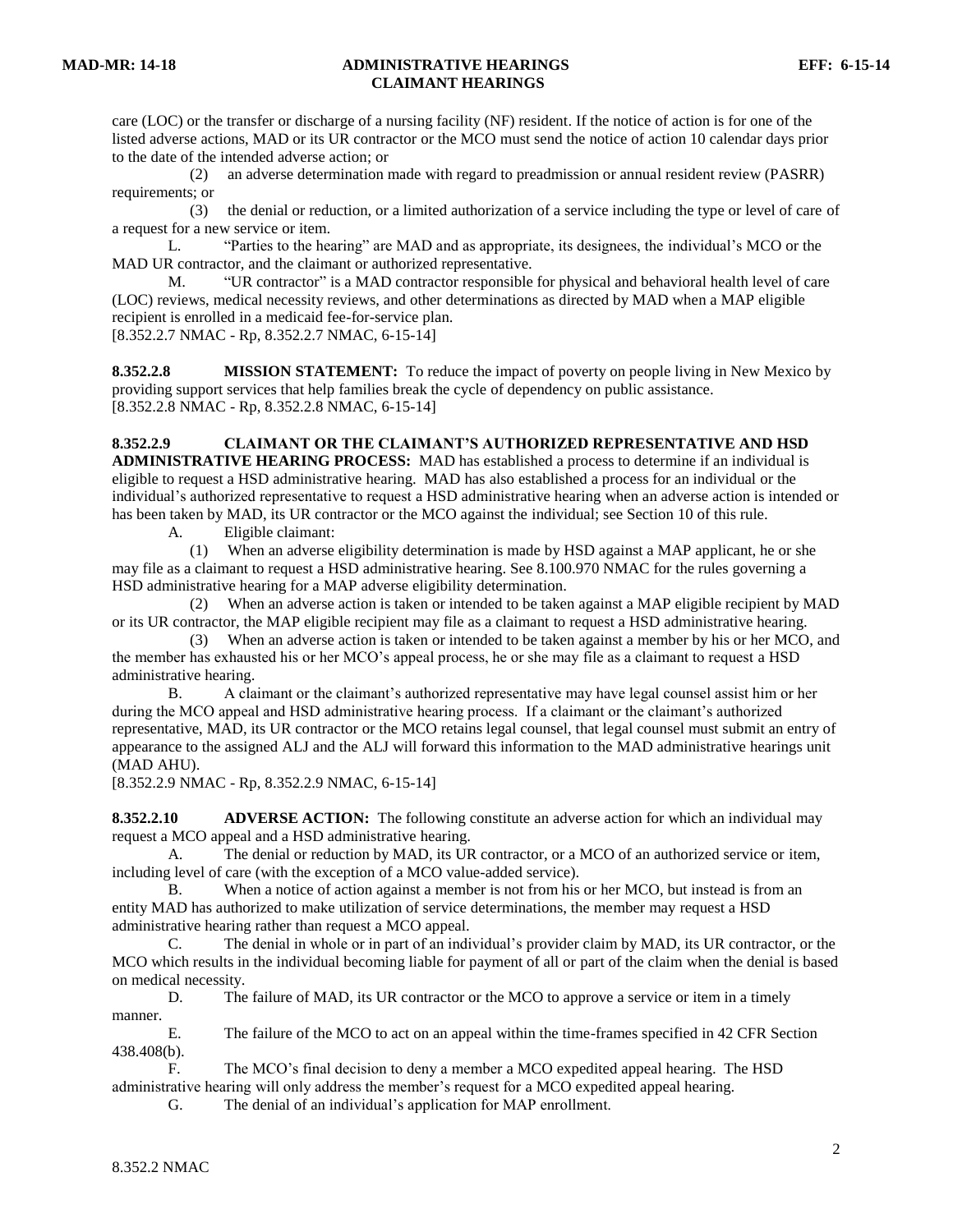care (LOC) or the transfer or discharge of a nursing facility (NF) resident. If the notice of action is for one of the listed adverse actions, MAD or its UR contractor or the MCO must send the notice of action 10 calendar days prior to the date of the intended adverse action; or

(2) an adverse determination made with regard to preadmission or annual resident review (PASRR) requirements; or

(3) the denial or reduction, or a limited authorization of a service including the type or level of care of a request for a new service or item.

L. "Parties to the hearing" are MAD and as appropriate, its designees, the individual's MCO or the MAD UR contractor, and the claimant or authorized representative.

M. "UR contractor" is a MAD contractor responsible for physical and behavioral health level of care (LOC) reviews, medical necessity reviews, and other determinations as directed by MAD when a MAP eligible recipient is enrolled in a medicaid fee-for-service plan.

[8.352.2.7 NMAC - Rp, 8.352.2.7 NMAC, 6-15-14]

**8.352.2.8 MISSION STATEMENT:** To reduce the impact of poverty on people living in New Mexico by providing support services that help families break the cycle of dependency on public assistance.
[8.352.2.8 NMAC - Rp, 8.352.2.8 NMAC, 6-15-14]

**8.352.2.9 CLAIMANT OR THE CLAIMANT'S AUTHORIZED REPRESENTATIVE AND HSD ADMINISTRATIVE HEARING PROCESS:** MAD has established a process to determine if an individual is eligible to request a HSD administrative hearing. MAD has also established a process for an individual or the individual's authorized representative to request a HSD administrative hearing when an adverse action is intended or has been taken by MAD, its UR contractor or the MCO against the individual; see Section 10 of this rule.

A. Eligible claimant:

(1) When an adverse eligibility determination is made by HSD against a MAP applicant, he or she may file as a claimant to request a HSD administrative hearing. See 8.100.970 NMAC for the rules governing a HSD administrative hearing for a MAP adverse eligibility determination.

(2) When an adverse action is taken or intended to be taken against a MAP eligible recipient by MAD or its UR contractor, the MAP eligible recipient may file as a claimant to request a HSD administrative hearing.

(3) When an adverse action is taken or intended to be taken against a member by his or her MCO, and the member has exhausted his or her MCO's appeal process, he or she may file as a claimant to request a HSD administrative hearing.

B. A claimant or the claimant's authorized representative may have legal counsel assist him or her during the MCO appeal and HSD administrative hearing process. If a claimant or the claimant's authorized representative, MAD, its UR contractor or the MCO retains legal counsel, that legal counsel must submit an entry of appearance to the assigned ALJ and the ALJ will forward this information to the MAD administrative hearings unit (MAD AHU).

[8.352.2.9 NMAC - Rp, 8.352.2.9 NMAC, 6-15-14]

**8.352.2.10 ADVERSE ACTION:** The following constitute an adverse action for which an individual may request a MCO appeal and a HSD administrative hearing.

A. The denial or reduction by MAD, its UR contractor, or a MCO of an authorized service or item, including level of care (with the exception of a MCO value-added service).

B. When a notice of action against a member is not from his or her MCO, but instead is from an entity MAD has authorized to make utilization of service determinations, the member may request a HSD administrative hearing rather than request a MCO appeal.

C. The denial in whole or in part of an individual's provider claim by MAD, its UR contractor, or the MCO which results in the individual becoming liable for payment of all or part of the claim when the denial is based on medical necessity.

D. The failure of MAD, its UR contractor or the MCO to approve a service or item in a timely manner.

E. The failure of the MCO to act on an appeal within the time-frames specified in 42 CFR Section 438.408(b).

F. The MCO's final decision to deny a member a MCO expedited appeal hearing. The HSD administrative hearing will only address the member's request for a MCO expedited appeal hearing.

G. The denial of an individual's application for MAP enrollment.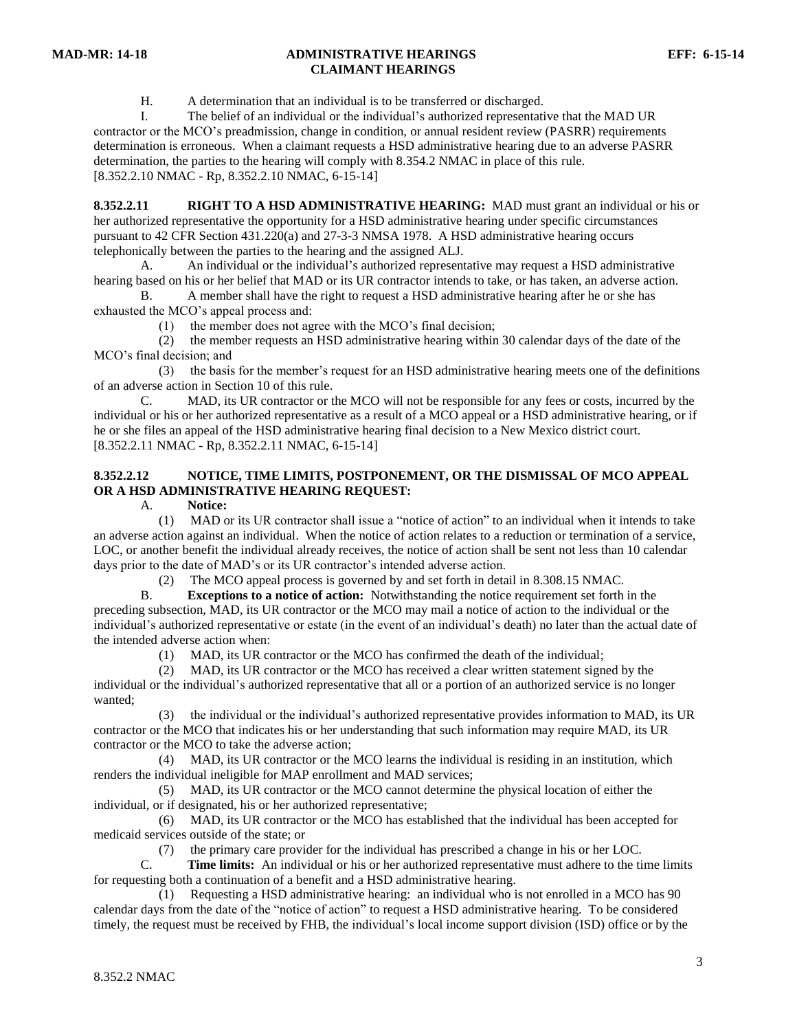H. A determination that an individual is to be transferred or discharged.

I. The belief of an individual or the individual's authorized representative that the MAD UR contractor or the MCO's preadmission, change in condition, or annual resident review (PASRR) requirements determination is erroneous. When a claimant requests a HSD administrative hearing due to an adverse PASRR determination, the parties to the hearing will comply with 8.354.2 NMAC in place of this rule.
[8.352.2.10 NMAC - Rp, 8.352.2.10 NMAC, 6-15-14]

**8.352.2.11 RIGHT TO A HSD ADMINISTRATIVE HEARING:** MAD must grant an individual or his or her authorized representative the opportunity for a HSD administrative hearing under specific circumstances pursuant to 42 CFR Section 431.220(a) and 27-3-3 NMSA 1978. A HSD administrative hearing occurs telephonically between the parties to the hearing and the assigned ALJ.

A. An individual or the individual's authorized representative may request a HSD administrative hearing based on his or her belief that MAD or its UR contractor intends to take, or has taken, an adverse action.

B. A member shall have the right to request a HSD administrative hearing after he or she has exhausted the MCO's appeal process and:

(1) the member does not agree with the MCO's final decision;

(2) the member requests an HSD administrative hearing within 30 calendar days of the date of the MCO's final decision; and

(3) the basis for the member's request for an HSD administrative hearing meets one of the definitions of an adverse action in Section 10 of this rule.

C. MAD, its UR contractor or the MCO will not be responsible for any fees or costs, incurred by the individual or his or her authorized representative as a result of a MCO appeal or a HSD administrative hearing, or if he or she files an appeal of the HSD administrative hearing final decision to a New Mexico district court.
[8.352.2.11 NMAC - Rp, 8.352.2.11 NMAC, 6-15-14]

**8.352.2.12 NOTICE, TIME LIMITS, POSTPONEMENT, OR THE DISMISSAL OF MCO APPEAL OR A HSD ADMINISTRATIVE HEARING REQUEST:**

A. **Notice:**

(1) MAD or its UR contractor shall issue a "notice of action" to an individual when it intends to take an adverse action against an individual. When the notice of action relates to a reduction or termination of a service, LOC, or another benefit the individual already receives, the notice of action shall be sent not less than 10 calendar days prior to the date of MAD's or its UR contractor's intended adverse action.

(2) The MCO appeal process is governed by and set forth in detail in 8.308.15 NMAC.

B. **Exceptions to a notice of action:** Notwithstanding the notice requirement set forth in the preceding subsection, MAD, its UR contractor or the MCO may mail a notice of action to the individual or the individual's authorized representative or estate (in the event of an individual's death) no later than the actual date of the intended adverse action when:

(1) MAD, its UR contractor or the MCO has confirmed the death of the individual;

(2) MAD, its UR contractor or the MCO has received a clear written statement signed by the individual or the individual's authorized representative that all or a portion of an authorized service is no longer wanted;

(3) the individual or the individual's authorized representative provides information to MAD, its UR contractor or the MCO that indicates his or her understanding that such information may require MAD, its UR contractor or the MCO to take the adverse action;

(4) MAD, its UR contractor or the MCO learns the individual is residing in an institution, which renders the individual ineligible for MAP enrollment and MAD services;

(5) MAD, its UR contractor or the MCO cannot determine the physical location of either the individual, or if designated, his or her authorized representative;

(6) MAD, its UR contractor or the MCO has established that the individual has been accepted for medicaid services outside of the state; or

(7) the primary care provider for the individual has prescribed a change in his or her LOC.

C. **Time limits:** An individual or his or her authorized representative must adhere to the time limits for requesting both a continuation of a benefit and a HSD administrative hearing.

(1) Requesting a HSD administrative hearing: an individual who is not enrolled in a MCO has 90 calendar days from the date of the "notice of action" to request a HSD administrative hearing. To be considered timely, the request must be received by FHB, the individual's local income support division (ISD) office or by the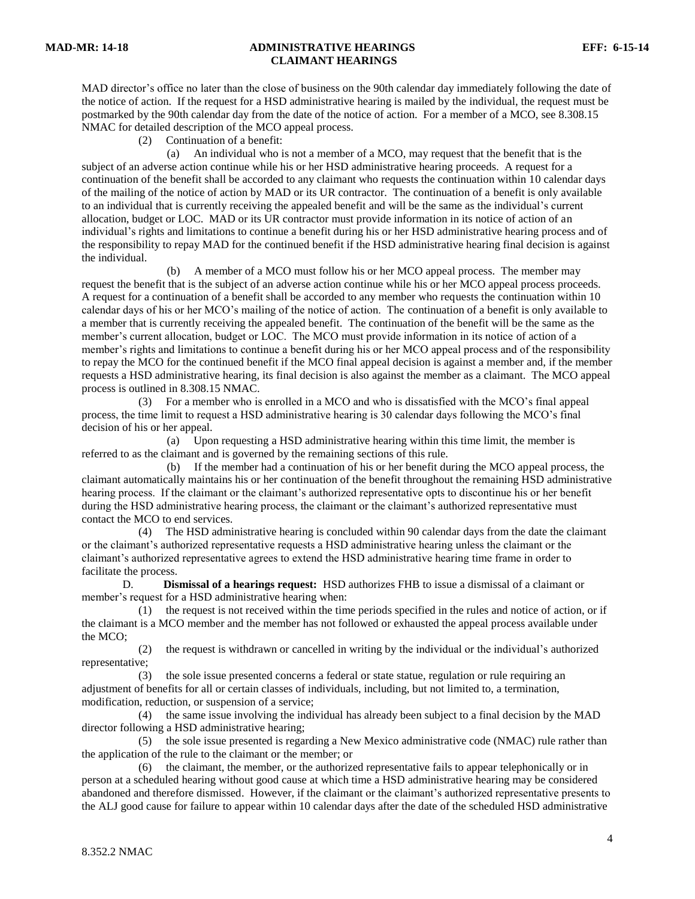MAD director's office no later than the close of business on the 90th calendar day immediately following the date of the notice of action. If the request for a HSD administrative hearing is mailed by the individual, the request must be postmarked by the 90th calendar day from the date of the notice of action. For a member of a MCO, see 8.308.15 NMAC for detailed description of the MCO appeal process.

(2) Continuation of a benefit:

(a) An individual who is not a member of a MCO, may request that the benefit that is the subject of an adverse action continue while his or her HSD administrative hearing proceeds. A request for a continuation of the benefit shall be accorded to any claimant who requests the continuation within 10 calendar days of the mailing of the notice of action by MAD or its UR contractor. The continuation of a benefit is only available to an individual that is currently receiving the appealed benefit and will be the same as the individual's current allocation, budget or LOC. MAD or its UR contractor must provide information in its notice of action of an individual's rights and limitations to continue a benefit during his or her HSD administrative hearing process and of the responsibility to repay MAD for the continued benefit if the HSD administrative hearing final decision is against the individual.

(b) A member of a MCO must follow his or her MCO appeal process. The member may request the benefit that is the subject of an adverse action continue while his or her MCO appeal process proceeds. A request for a continuation of a benefit shall be accorded to any member who requests the continuation within 10 calendar days of his or her MCO's mailing of the notice of action. The continuation of a benefit is only available to a member that is currently receiving the appealed benefit. The continuation of the benefit will be the same as the member's current allocation, budget or LOC. The MCO must provide information in its notice of action of a member's rights and limitations to continue a benefit during his or her MCO appeal process and of the responsibility to repay the MCO for the continued benefit if the MCO final appeal decision is against a member and, if the member requests a HSD administrative hearing, its final decision is also against the member as a claimant. The MCO appeal process is outlined in 8.308.15 NMAC.

(3) For a member who is enrolled in a MCO and who is dissatisfied with the MCO's final appeal process, the time limit to request a HSD administrative hearing is 30 calendar days following the MCO's final decision of his or her appeal.

(a) Upon requesting a HSD administrative hearing within this time limit, the member is referred to as the claimant and is governed by the remaining sections of this rule.

(b) If the member had a continuation of his or her benefit during the MCO appeal process, the claimant automatically maintains his or her continuation of the benefit throughout the remaining HSD administrative hearing process. If the claimant or the claimant's authorized representative opts to discontinue his or her benefit during the HSD administrative hearing process, the claimant or the claimant's authorized representative must contact the MCO to end services.

(4) The HSD administrative hearing is concluded within 90 calendar days from the date the claimant or the claimant's authorized representative requests a HSD administrative hearing unless the claimant or the claimant's authorized representative agrees to extend the HSD administrative hearing time frame in order to facilitate the process.

D. **Dismissal of a hearings request:** HSD authorizes FHB to issue a dismissal of a claimant or member's request for a HSD administrative hearing when:

(1) the request is not received within the time periods specified in the rules and notice of action, or if the claimant is a MCO member and the member has not followed or exhausted the appeal process available under the MCO;

(2) the request is withdrawn or cancelled in writing by the individual or the individual's authorized representative;

(3) the sole issue presented concerns a federal or state statue, regulation or rule requiring an adjustment of benefits for all or certain classes of individuals, including, but not limited to, a termination, modification, reduction, or suspension of a service;

(4) the same issue involving the individual has already been subject to a final decision by the MAD director following a HSD administrative hearing;

(5) the sole issue presented is regarding a New Mexico administrative code (NMAC) rule rather than the application of the rule to the claimant or the member; or

(6) the claimant, the member, or the authorized representative fails to appear telephonically or in person at a scheduled hearing without good cause at which time a HSD administrative hearing may be considered abandoned and therefore dismissed. However, if the claimant or the claimant's authorized representative presents to the ALJ good cause for failure to appear within 10 calendar days after the date of the scheduled HSD administrative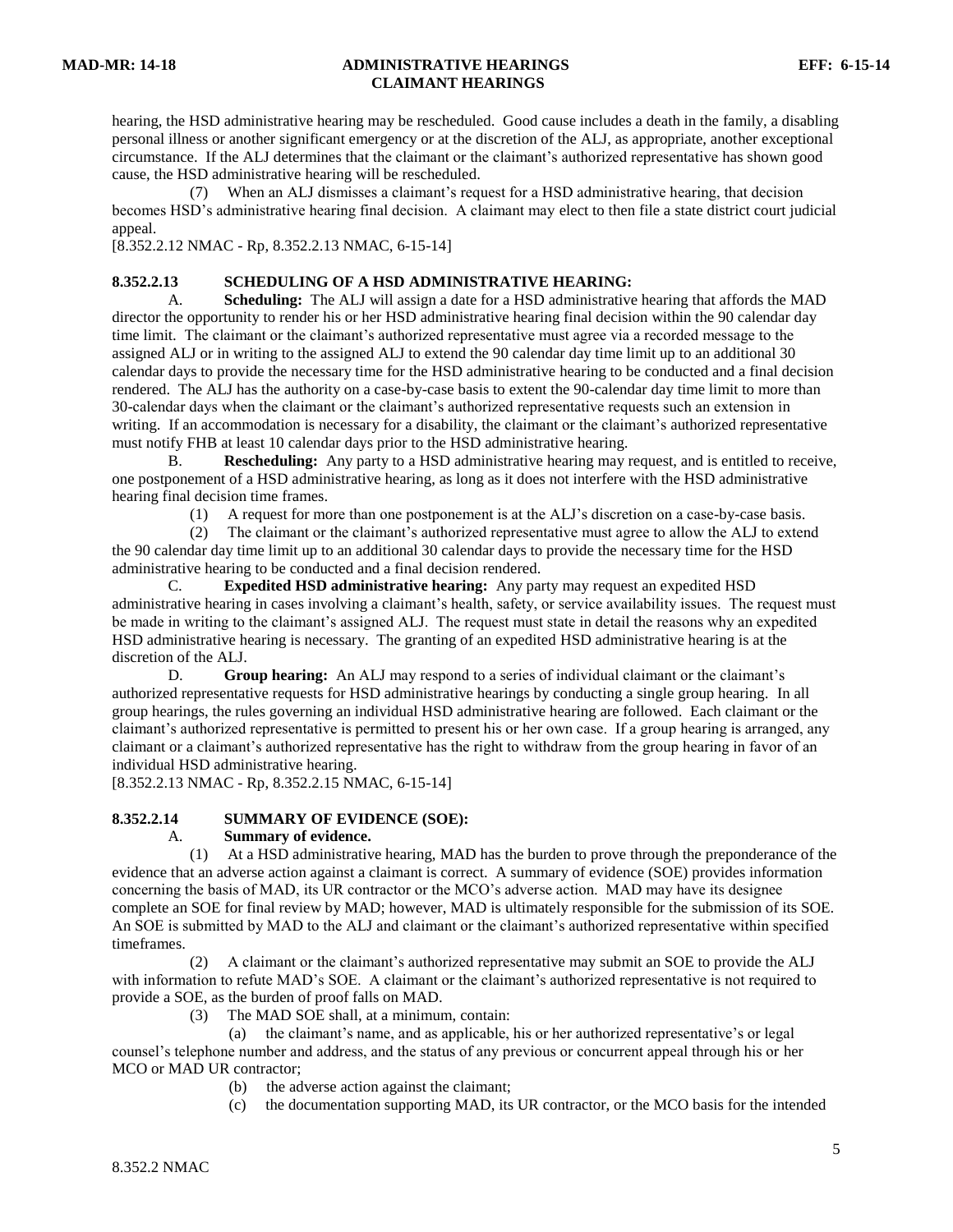hearing, the HSD administrative hearing may be rescheduled. Good cause includes a death in the family, a disabling personal illness or another significant emergency or at the discretion of the ALJ, as appropriate, another exceptional circumstance. If the ALJ determines that the claimant or the claimant's authorized representative has shown good cause, the HSD administrative hearing will be rescheduled.

(7) When an ALJ dismisses a claimant's request for a HSD administrative hearing, that decision becomes HSD's administrative hearing final decision. A claimant may elect to then file a state district court judicial appeal.

[8.352.2.12 NMAC - Rp, 8.352.2.13 NMAC, 6-15-14]

**8.352.2.13 SCHEDULING OF A HSD ADMINISTRATIVE HEARING:**

A. **Scheduling:** The ALJ will assign a date for a HSD administrative hearing that affords the MAD director the opportunity to render his or her HSD administrative hearing final decision within the 90 calendar day time limit. The claimant or the claimant's authorized representative must agree via a recorded message to the assigned ALJ or in writing to the assigned ALJ to extend the 90 calendar day time limit up to an additional 30 calendar days to provide the necessary time for the HSD administrative hearing to be conducted and a final decision rendered. The ALJ has the authority on a case-by-case basis to extent the 90-calendar day time limit to more than 30-calendar days when the claimant or the claimant's authorized representative requests such an extension in writing. If an accommodation is necessary for a disability, the claimant or the claimant's authorized representative must notify FHB at least 10 calendar days prior to the HSD administrative hearing.

B. **Rescheduling:** Any party to a HSD administrative hearing may request, and is entitled to receive, one postponement of a HSD administrative hearing, as long as it does not interfere with the HSD administrative hearing final decision time frames.

(1) A request for more than one postponement is at the ALJ's discretion on a case-by-case basis.

(2) The claimant or the claimant's authorized representative must agree to allow the ALJ to extend the 90 calendar day time limit up to an additional 30 calendar days to provide the necessary time for the HSD administrative hearing to be conducted and a final decision rendered.

C. **Expedited HSD administrative hearing:** Any party may request an expedited HSD administrative hearing in cases involving a claimant's health, safety, or service availability issues. The request must be made in writing to the claimant's assigned ALJ. The request must state in detail the reasons why an expedited HSD administrative hearing is necessary. The granting of an expedited HSD administrative hearing is at the discretion of the ALJ.

D. **Group hearing:** An ALJ may respond to a series of individual claimant or the claimant's authorized representative requests for HSD administrative hearings by conducting a single group hearing. In all group hearings, the rules governing an individual HSD administrative hearing are followed. Each claimant or the claimant's authorized representative is permitted to present his or her own case. If a group hearing is arranged, any claimant or a claimant's authorized representative has the right to withdraw from the group hearing in favor of an individual HSD administrative hearing.

[8.352.2.13 NMAC - Rp, 8.352.2.15 NMAC, 6-15-14]

**8.352.2.14 SUMMARY OF EVIDENCE (SOE):**

A. **Summary of evidence.**

(1) At a HSD administrative hearing, MAD has the burden to prove through the preponderance of the evidence that an adverse action against a claimant is correct. A summary of evidence (SOE) provides information concerning the basis of MAD, its UR contractor or the MCO's adverse action. MAD may have its designee complete an SOE for final review by MAD; however, MAD is ultimately responsible for the submission of its SOE. An SOE is submitted by MAD to the ALJ and claimant or the claimant's authorized representative within specified timeframes.

(2) A claimant or the claimant's authorized representative may submit an SOE to provide the ALJ with information to refute MAD's SOE. A claimant or the claimant's authorized representative is not required to provide a SOE, as the burden of proof falls on MAD.

(3) The MAD SOE shall, at a minimum, contain:

(a) the claimant's name, and as applicable, his or her authorized representative's or legal counsel's telephone number and address, and the status of any previous or concurrent appeal through his or her MCO or MAD UR contractor;

(b) the adverse action against the claimant;

(c) the documentation supporting MAD, its UR contractor, or the MCO basis for the intended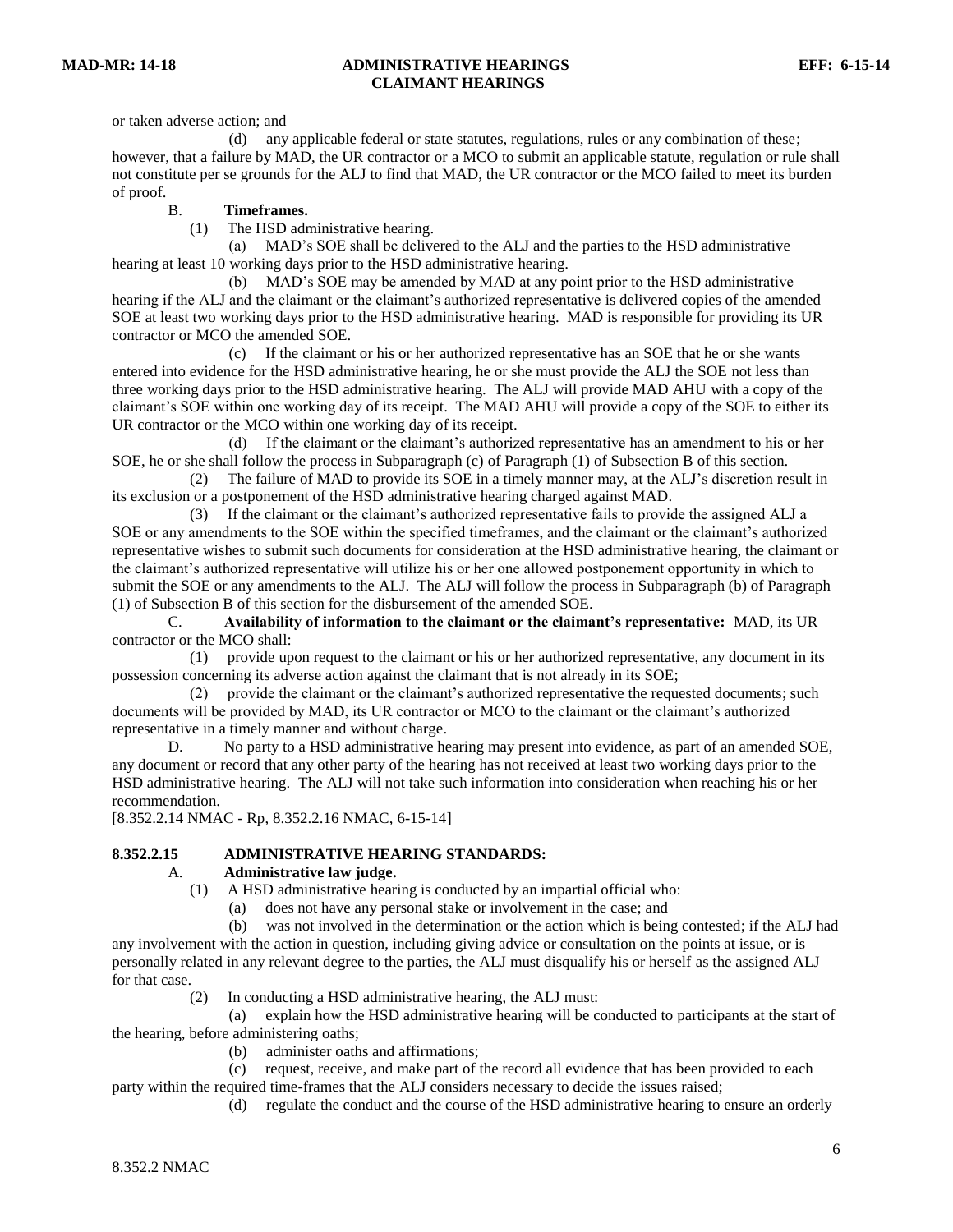or taken adverse action; and

(d) any applicable federal or state statutes, regulations, rules or any combination of these; however, that a failure by MAD, the UR contractor or a MCO to submit an applicable statute, regulation or rule shall not constitute per se grounds for the ALJ to find that MAD, the UR contractor or the MCO failed to meet its burden of proof.

B. **Timeframes.**

(1) The HSD administrative hearing.

(a) MAD's SOE shall be delivered to the ALJ and the parties to the HSD administrative hearing at least 10 working days prior to the HSD administrative hearing.

(b) MAD's SOE may be amended by MAD at any point prior to the HSD administrative hearing if the ALJ and the claimant or the claimant's authorized representative is delivered copies of the amended SOE at least two working days prior to the HSD administrative hearing. MAD is responsible for providing its UR contractor or MCO the amended SOE.

(c) If the claimant or his or her authorized representative has an SOE that he or she wants entered into evidence for the HSD administrative hearing, he or she must provide the ALJ the SOE not less than three working days prior to the HSD administrative hearing. The ALJ will provide MAD AHU with a copy of the claimant's SOE within one working day of its receipt. The MAD AHU will provide a copy of the SOE to either its UR contractor or the MCO within one working day of its receipt.

(d) If the claimant or the claimant's authorized representative has an amendment to his or her SOE, he or she shall follow the process in Subparagraph (c) of Paragraph (1) of Subsection B of this section.

(2) The failure of MAD to provide its SOE in a timely manner may, at the ALJ's discretion result in its exclusion or a postponement of the HSD administrative hearing charged against MAD.

(3) If the claimant or the claimant's authorized representative fails to provide the assigned ALJ a SOE or any amendments to the SOE within the specified timeframes, and the claimant or the claimant's authorized representative wishes to submit such documents for consideration at the HSD administrative hearing, the claimant or the claimant's authorized representative will utilize his or her one allowed postponement opportunity in which to submit the SOE or any amendments to the ALJ. The ALJ will follow the process in Subparagraph (b) of Paragraph (1) of Subsection B of this section for the disbursement of the amended SOE.

C. **Availability of information to the claimant or the claimant's representative:** MAD, its UR contractor or the MCO shall:

(1) provide upon request to the claimant or his or her authorized representative, any document in its possession concerning its adverse action against the claimant that is not already in its SOE;

(2) provide the claimant or the claimant's authorized representative the requested documents; such documents will be provided by MAD, its UR contractor or MCO to the claimant or the claimant's authorized representative in a timely manner and without charge.

D. No party to a HSD administrative hearing may present into evidence, as part of an amended SOE, any document or record that any other party of the hearing has not received at least two working days prior to the HSD administrative hearing. The ALJ will not take such information into consideration when reaching his or her recommendation.

[8.352.2.14 NMAC - Rp, 8.352.2.16 NMAC, 6-15-14]

**8.352.2.15 ADMINISTRATIVE HEARING STANDARDS:**

A. **Administrative law judge.**

(1) A HSD administrative hearing is conducted by an impartial official who:

(a) does not have any personal stake or involvement in the case; and

(b) was not involved in the determination or the action which is being contested; if the ALJ had any involvement with the action in question, including giving advice or consultation on the points at issue, or is personally related in any relevant degree to the parties, the ALJ must disqualify his or herself as the assigned ALJ for that case.

(2) In conducting a HSD administrative hearing, the ALJ must:

(a) explain how the HSD administrative hearing will be conducted to participants at the start of the hearing, before administering oaths;

(b) administer oaths and affirmations;

(c) request, receive, and make part of the record all evidence that has been provided to each party within the required time-frames that the ALJ considers necessary to decide the issues raised;

(d) regulate the conduct and the course of the HSD administrative hearing to ensure an orderly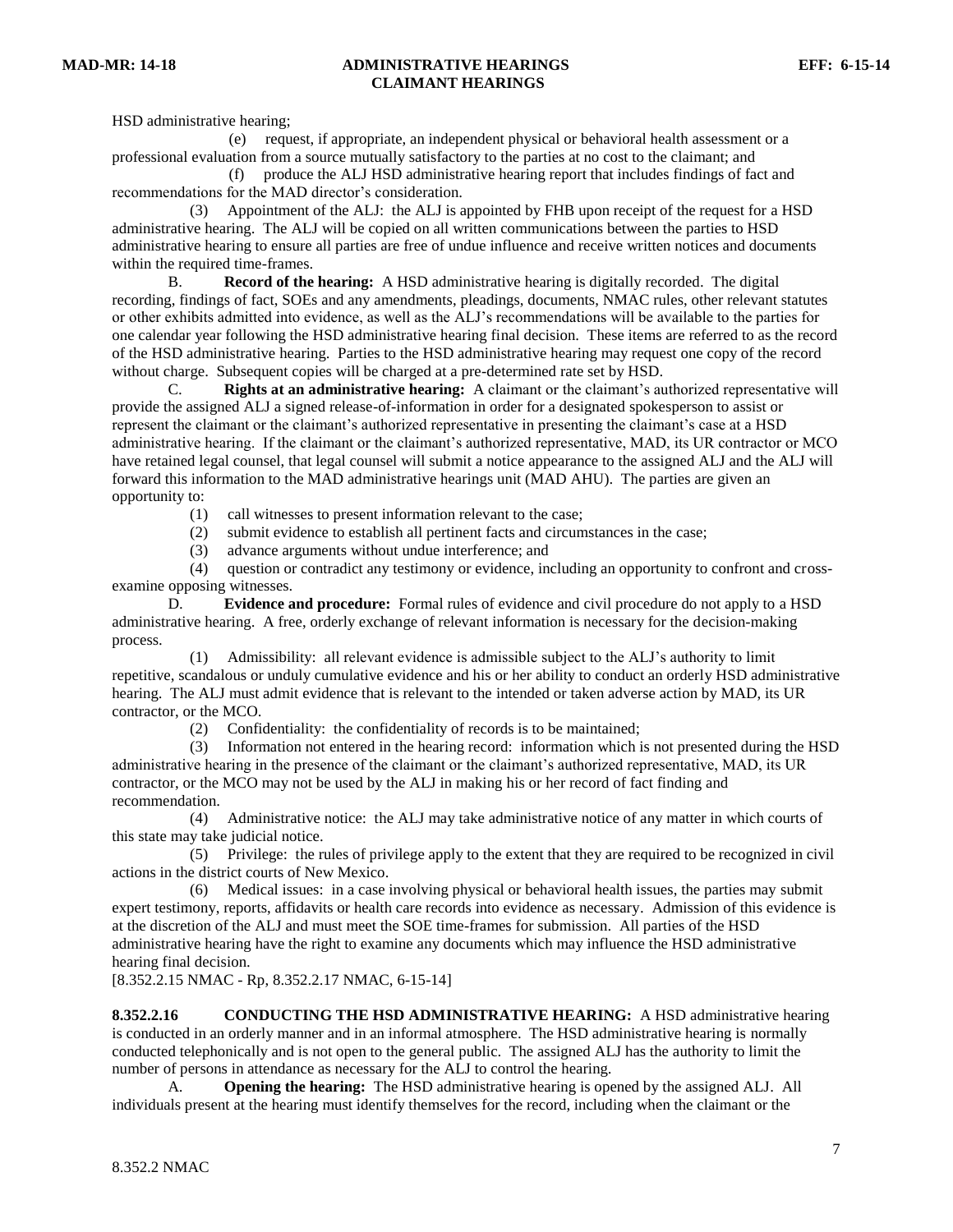HSD administrative hearing;

(e) request, if appropriate, an independent physical or behavioral health assessment or a professional evaluation from a source mutually satisfactory to the parties at no cost to the claimant; and

(f) produce the ALJ HSD administrative hearing report that includes findings of fact and recommendations for the MAD director's consideration.

(3) Appointment of the ALJ: the ALJ is appointed by FHB upon receipt of the request for a HSD administrative hearing. The ALJ will be copied on all written communications between the parties to HSD administrative hearing to ensure all parties are free of undue influence and receive written notices and documents within the required time-frames.

B. **Record of the hearing:** A HSD administrative hearing is digitally recorded. The digital recording, findings of fact, SOEs and any amendments, pleadings, documents, NMAC rules, other relevant statutes or other exhibits admitted into evidence, as well as the ALJ's recommendations will be available to the parties for one calendar year following the HSD administrative hearing final decision. These items are referred to as the record of the HSD administrative hearing. Parties to the HSD administrative hearing may request one copy of the record without charge. Subsequent copies will be charged at a pre-determined rate set by HSD.

C. **Rights at an administrative hearing:** A claimant or the claimant's authorized representative will provide the assigned ALJ a signed release-of-information in order for a designated spokesperson to assist or represent the claimant or the claimant's authorized representative in presenting the claimant's case at a HSD administrative hearing. If the claimant or the claimant's authorized representative, MAD, its UR contractor or MCO have retained legal counsel, that legal counsel will submit a notice appearance to the assigned ALJ and the ALJ will forward this information to the MAD administrative hearings unit (MAD AHU). The parties are given an opportunity to:

(1) call witnesses to present information relevant to the case;

(2) submit evidence to establish all pertinent facts and circumstances in the case;

(3) advance arguments without undue interference; and

(4) question or contradict any testimony or evidence, including an opportunity to confront and cross-examine opposing witnesses.

D. **Evidence and procedure:** Formal rules of evidence and civil procedure do not apply to a HSD administrative hearing. A free, orderly exchange of relevant information is necessary for the decision-making process.

(1) Admissibility: all relevant evidence is admissible subject to the ALJ's authority to limit repetitive, scandalous or unduly cumulative evidence and his or her ability to conduct an orderly HSD administrative hearing. The ALJ must admit evidence that is relevant to the intended or taken adverse action by MAD, its UR contractor, or the MCO.

(2) Confidentiality: the confidentiality of records is to be maintained;

(3) Information not entered in the hearing record: information which is not presented during the HSD administrative hearing in the presence of the claimant or the claimant's authorized representative, MAD, its UR contractor, or the MCO may not be used by the ALJ in making his or her record of fact finding and recommendation.

(4) Administrative notice: the ALJ may take administrative notice of any matter in which courts of this state may take judicial notice.

(5) Privilege: the rules of privilege apply to the extent that they are required to be recognized in civil actions in the district courts of New Mexico.

(6) Medical issues: in a case involving physical or behavioral health issues, the parties may submit expert testimony, reports, affidavits or health care records into evidence as necessary. Admission of this evidence is at the discretion of the ALJ and must meet the SOE time-frames for submission. All parties of the HSD administrative hearing have the right to examine any documents which may influence the HSD administrative hearing final decision.

[8.352.2.15 NMAC - Rp, 8.352.2.17 NMAC, 6-15-14]

**8.352.2.16 CONDUCTING THE HSD ADMINISTRATIVE HEARING:** A HSD administrative hearing is conducted in an orderly manner and in an informal atmosphere. The HSD administrative hearing is normally conducted telephonically and is not open to the general public. The assigned ALJ has the authority to limit the number of persons in attendance as necessary for the ALJ to control the hearing.

A. **Opening the hearing:** The HSD administrative hearing is opened by the assigned ALJ. All individuals present at the hearing must identify themselves for the record, including when the claimant or the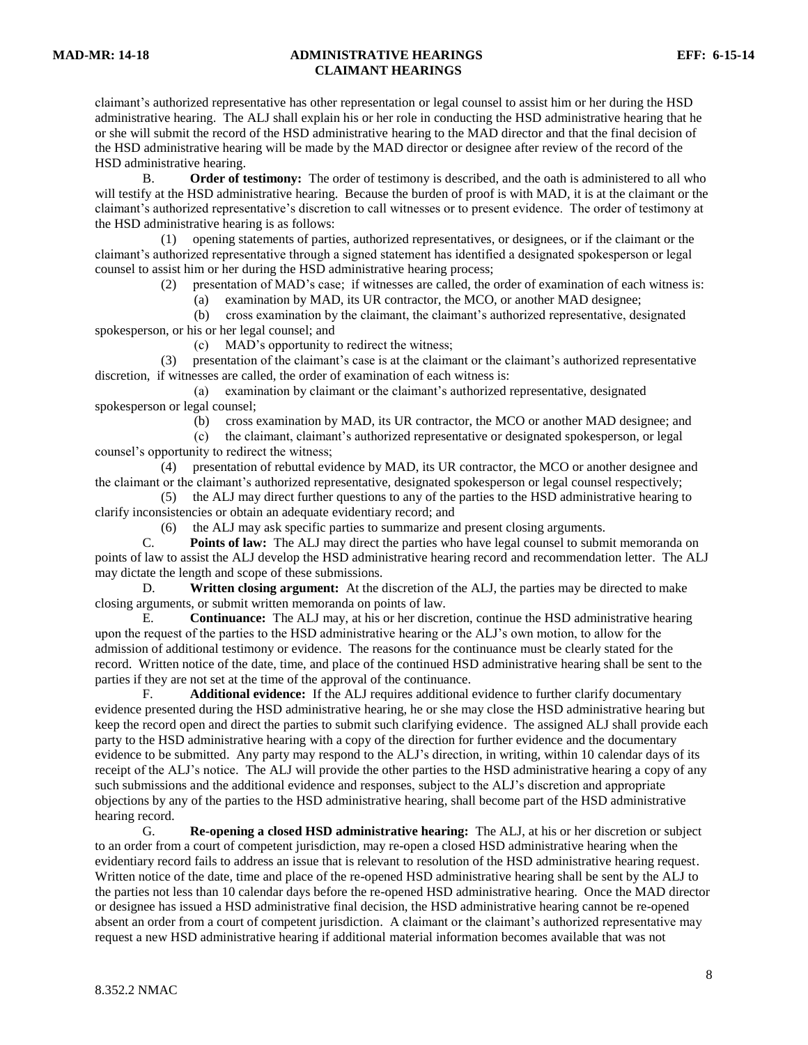claimant's authorized representative has other representation or legal counsel to assist him or her during the HSD administrative hearing. The ALJ shall explain his or her role in conducting the HSD administrative hearing that he or she will submit the record of the HSD administrative hearing to the MAD director and that the final decision of the HSD administrative hearing will be made by the MAD director or designee after review of the record of the HSD administrative hearing.

B. **Order of testimony:** The order of testimony is described, and the oath is administered to all who will testify at the HSD administrative hearing. Because the burden of proof is with MAD, it is at the claimant or the claimant's authorized representative's discretion to call witnesses or to present evidence. The order of testimony at the HSD administrative hearing is as follows:

(1) opening statements of parties, authorized representatives, or designees, or if the claimant or the claimant's authorized representative through a signed statement has identified a designated spokesperson or legal counsel to assist him or her during the HSD administrative hearing process;

(2) presentation of MAD's case; if witnesses are called, the order of examination of each witness is:

(a) examination by MAD, its UR contractor, the MCO, or another MAD designee;

(b) cross examination by the claimant, the claimant's authorized representative, designated spokesperson, or his or her legal counsel; and

(c) MAD's opportunity to redirect the witness;

(3) presentation of the claimant's case is at the claimant or the claimant's authorized representative discretion, if witnesses are called, the order of examination of each witness is:

(a) examination by claimant or the claimant's authorized representative, designated spokesperson or legal counsel;

(b) cross examination by MAD, its UR contractor, the MCO or another MAD designee; and

(c) the claimant, claimant's authorized representative or designated spokesperson, or legal counsel's opportunity to redirect the witness;

(4) presentation of rebuttal evidence by MAD, its UR contractor, the MCO or another designee and the claimant or the claimant's authorized representative, designated spokesperson or legal counsel respectively;

(5) the ALJ may direct further questions to any of the parties to the HSD administrative hearing to clarify inconsistencies or obtain an adequate evidentiary record; and

(6) the ALJ may ask specific parties to summarize and present closing arguments.

C. **Points of law:** The ALJ may direct the parties who have legal counsel to submit memoranda on points of law to assist the ALJ develop the HSD administrative hearing record and recommendation letter. The ALJ may dictate the length and scope of these submissions.

D. **Written closing argument:** At the discretion of the ALJ, the parties may be directed to make closing arguments, or submit written memoranda on points of law.

E. **Continuance:** The ALJ may, at his or her discretion, continue the HSD administrative hearing upon the request of the parties to the HSD administrative hearing or the ALJ's own motion, to allow for the admission of additional testimony or evidence. The reasons for the continuance must be clearly stated for the record. Written notice of the date, time, and place of the continued HSD administrative hearing shall be sent to the parties if they are not set at the time of the approval of the continuance.

F. **Additional evidence:** If the ALJ requires additional evidence to further clarify documentary evidence presented during the HSD administrative hearing, he or she may close the HSD administrative hearing but keep the record open and direct the parties to submit such clarifying evidence. The assigned ALJ shall provide each party to the HSD administrative hearing with a copy of the direction for further evidence and the documentary evidence to be submitted. Any party may respond to the ALJ's direction, in writing, within 10 calendar days of its receipt of the ALJ's notice. The ALJ will provide the other parties to the HSD administrative hearing a copy of any such submissions and the additional evidence and responses, subject to the ALJ's discretion and appropriate objections by any of the parties to the HSD administrative hearing, shall become part of the HSD administrative hearing record.

G. **Re-opening a closed HSD administrative hearing:** The ALJ, at his or her discretion or subject to an order from a court of competent jurisdiction, may re-open a closed HSD administrative hearing when the evidentiary record fails to address an issue that is relevant to resolution of the HSD administrative hearing request. Written notice of the date, time and place of the re-opened HSD administrative hearing shall be sent by the ALJ to the parties not less than 10 calendar days before the re-opened HSD administrative hearing. Once the MAD director or designee has issued a HSD administrative final decision, the HSD administrative hearing cannot be re-opened absent an order from a court of competent jurisdiction. A claimant or the claimant's authorized representative may request a new HSD administrative hearing if additional material information becomes available that was not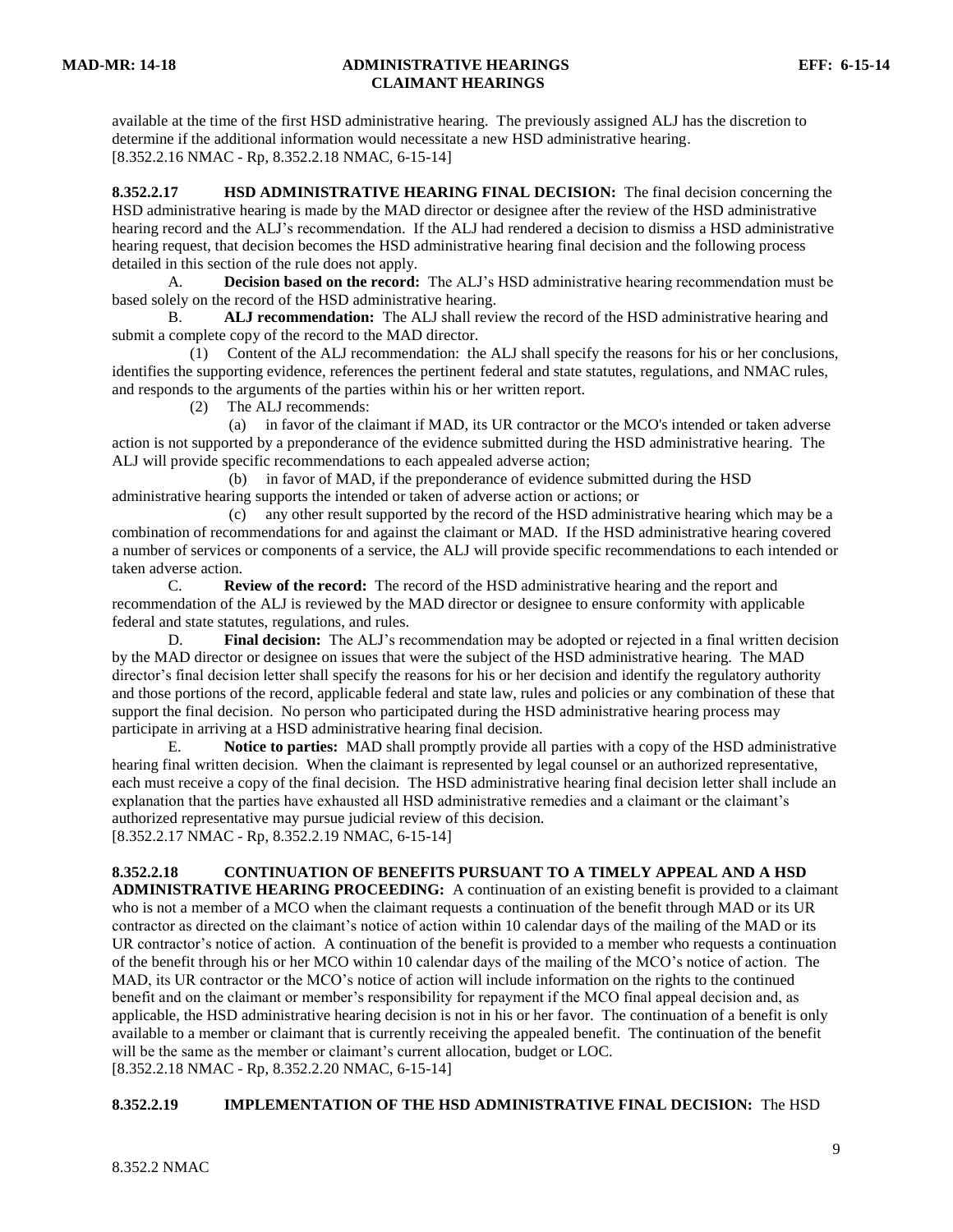available at the time of the first HSD administrative hearing. The previously assigned ALJ has the discretion to determine if the additional information would necessitate a new HSD administrative hearing.
[8.352.2.16 NMAC - Rp, 8.352.2.18 NMAC, 6-15-14]

**8.352.2.17 HSD ADMINISTRATIVE HEARING FINAL DECISION:** The final decision concerning the HSD administrative hearing is made by the MAD director or designee after the review of the HSD administrative hearing record and the ALJ's recommendation. If the ALJ had rendered a decision to dismiss a HSD administrative hearing request, that decision becomes the HSD administrative hearing final decision and the following process detailed in this section of the rule does not apply.

A. **Decision based on the record:** The ALJ's HSD administrative hearing recommendation must be based solely on the record of the HSD administrative hearing.

B. **ALJ recommendation:** The ALJ shall review the record of the HSD administrative hearing and submit a complete copy of the record to the MAD director.

(1) Content of the ALJ recommendation: the ALJ shall specify the reasons for his or her conclusions, identifies the supporting evidence, references the pertinent federal and state statutes, regulations, and NMAC rules, and responds to the arguments of the parties within his or her written report.

(2) The ALJ recommends:

(a) in favor of the claimant if MAD, its UR contractor or the MCO's intended or taken adverse action is not supported by a preponderance of the evidence submitted during the HSD administrative hearing. The ALJ will provide specific recommendations to each appealed adverse action;

(b) in favor of MAD, if the preponderance of evidence submitted during the HSD administrative hearing supports the intended or taken of adverse action or actions; or

(c) any other result supported by the record of the HSD administrative hearing which may be a combination of recommendations for and against the claimant or MAD. If the HSD administrative hearing covered a number of services or components of a service, the ALJ will provide specific recommendations to each intended or taken adverse action.

C. **Review of the record:** The record of the HSD administrative hearing and the report and recommendation of the ALJ is reviewed by the MAD director or designee to ensure conformity with applicable federal and state statutes, regulations, and rules.

D. **Final decision:** The ALJ's recommendation may be adopted or rejected in a final written decision by the MAD director or designee on issues that were the subject of the HSD administrative hearing. The MAD director's final decision letter shall specify the reasons for his or her decision and identify the regulatory authority and those portions of the record, applicable federal and state law, rules and policies or any combination of these that support the final decision. No person who participated during the HSD administrative hearing process may participate in arriving at a HSD administrative hearing final decision.

E. **Notice to parties:** MAD shall promptly provide all parties with a copy of the HSD administrative hearing final written decision. When the claimant is represented by legal counsel or an authorized representative, each must receive a copy of the final decision. The HSD administrative hearing final decision letter shall include an explanation that the parties have exhausted all HSD administrative remedies and a claimant or the claimant's authorized representative may pursue judicial review of this decision.
[8.352.2.17 NMAC - Rp, 8.352.2.19 NMAC, 6-15-14]

**8.352.2.18 CONTINUATION OF BENEFITS PURSUANT TO A TIMELY APPEAL AND A HSD ADMINISTRATIVE HEARING PROCEEDING:** A continuation of an existing benefit is provided to a claimant who is not a member of a MCO when the claimant requests a continuation of the benefit through MAD or its UR contractor as directed on the claimant's notice of action within 10 calendar days of the mailing of the MAD or its UR contractor's notice of action. A continuation of the benefit is provided to a member who requests a continuation of the benefit through his or her MCO within 10 calendar days of the mailing of the MCO's notice of action. The MAD, its UR contractor or the MCO's notice of action will include information on the rights to the continued benefit and on the claimant or member's responsibility for repayment if the MCO final appeal decision and, as applicable, the HSD administrative hearing decision is not in his or her favor. The continuation of a benefit is only available to a member or claimant that is currently receiving the appealed benefit. The continuation of the benefit will be the same as the member or claimant's current allocation, budget or LOC.
[8.352.2.18 NMAC - Rp, 8.352.2.20 NMAC, 6-15-14]

**8.352.2.19 IMPLEMENTATION OF THE HSD ADMINISTRATIVE FINAL DECISION:** The HSD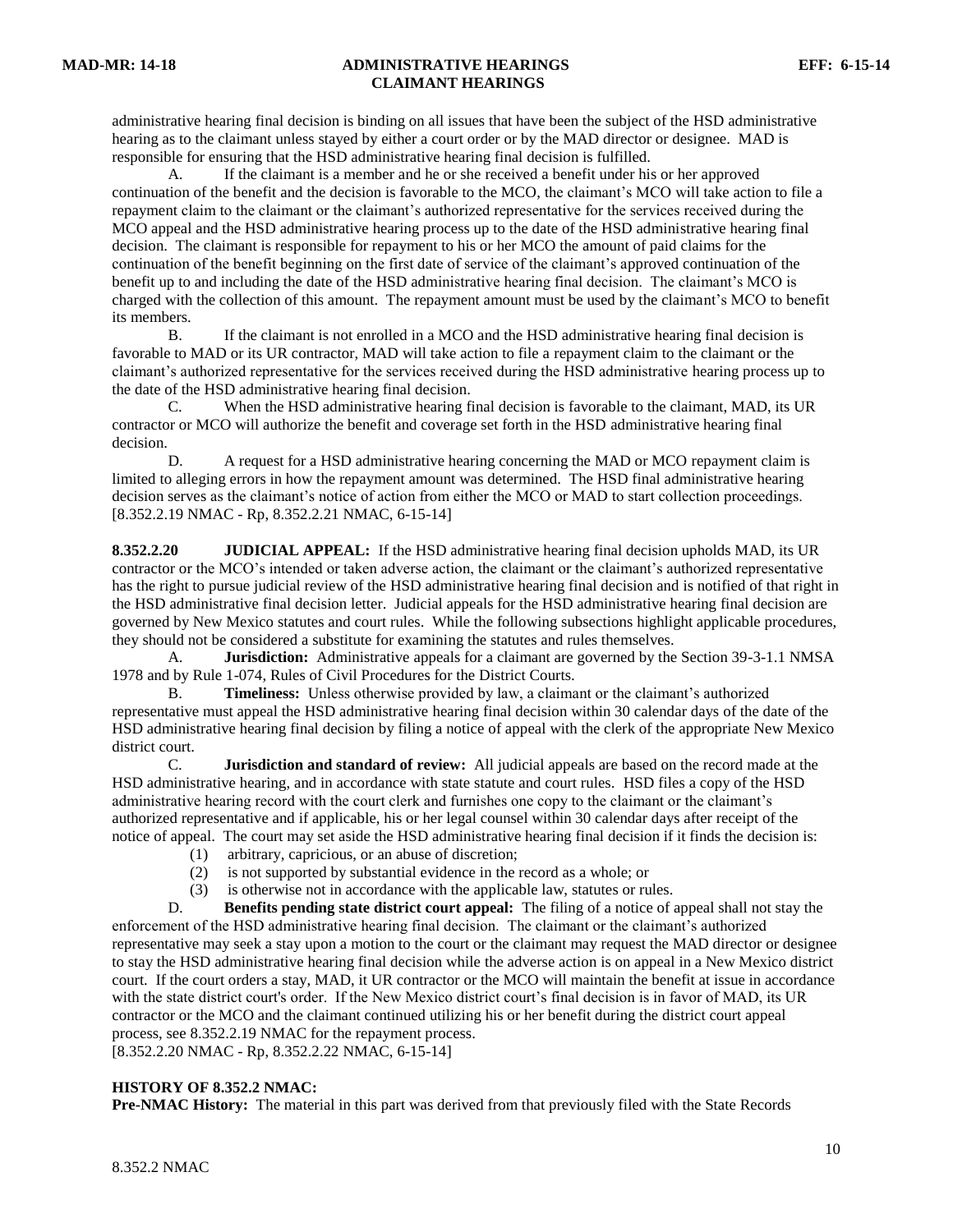administrative hearing final decision is binding on all issues that have been the subject of the HSD administrative hearing as to the claimant unless stayed by either a court order or by the MAD director or designee. MAD is responsible for ensuring that the HSD administrative hearing final decision is fulfilled.

A. If the claimant is a member and he or she received a benefit under his or her approved continuation of the benefit and the decision is favorable to the MCO, the claimant's MCO will take action to file a repayment claim to the claimant or the claimant's authorized representative for the services received during the MCO appeal and the HSD administrative hearing process up to the date of the HSD administrative hearing final decision. The claimant is responsible for repayment to his or her MCO the amount of paid claims for the continuation of the benefit beginning on the first date of service of the claimant's approved continuation of the benefit up to and including the date of the HSD administrative hearing final decision. The claimant's MCO is charged with the collection of this amount. The repayment amount must be used by the claimant's MCO to benefit its members.

B. If the claimant is not enrolled in a MCO and the HSD administrative hearing final decision is favorable to MAD or its UR contractor, MAD will take action to file a repayment claim to the claimant or the claimant's authorized representative for the services received during the HSD administrative hearing process up to the date of the HSD administrative hearing final decision.

C. When the HSD administrative hearing final decision is favorable to the claimant, MAD, its UR contractor or MCO will authorize the benefit and coverage set forth in the HSD administrative hearing final decision.

D. A request for a HSD administrative hearing concerning the MAD or MCO repayment claim is limited to alleging errors in how the repayment amount was determined. The HSD final administrative hearing decision serves as the claimant's notice of action from either the MCO or MAD to start collection proceedings.
[8.352.2.19 NMAC - Rp, 8.352.2.21 NMAC, 6-15-14]

**8.352.2.20 JUDICIAL APPEAL:** If the HSD administrative hearing final decision upholds MAD, its UR contractor or the MCO's intended or taken adverse action, the claimant or the claimant's authorized representative has the right to pursue judicial review of the HSD administrative hearing final decision and is notified of that right in the HSD administrative final decision letter. Judicial appeals for the HSD administrative hearing final decision are governed by New Mexico statutes and court rules. While the following subsections highlight applicable procedures, they should not be considered a substitute for examining the statutes and rules themselves.

A. **Jurisdiction:** Administrative appeals for a claimant are governed by the Section 39-3-1.1 NMSA 1978 and by Rule 1-074, Rules of Civil Procedures for the District Courts.

B. **Timeliness:** Unless otherwise provided by law, a claimant or the claimant's authorized representative must appeal the HSD administrative hearing final decision within 30 calendar days of the date of the HSD administrative hearing final decision by filing a notice of appeal with the clerk of the appropriate New Mexico district court.

C. **Jurisdiction and standard of review:** All judicial appeals are based on the record made at the HSD administrative hearing, and in accordance with state statute and court rules. HSD files a copy of the HSD administrative hearing record with the court clerk and furnishes one copy to the claimant or the claimant's authorized representative and if applicable, his or her legal counsel within 30 calendar days after receipt of the notice of appeal. The court may set aside the HSD administrative hearing final decision if it finds the decision is:

(1) arbitrary, capricious, or an abuse of discretion;
(2) is not supported by substantial evidence in the record as a whole; or
(3) is otherwise not in accordance with the applicable law, statutes or rules.

D. **Benefits pending state district court appeal:** The filing of a notice of appeal shall not stay the enforcement of the HSD administrative hearing final decision. The claimant or the claimant's authorized representative may seek a stay upon a motion to the court or the claimant may request the MAD director or designee to stay the HSD administrative hearing final decision while the adverse action is on appeal in a New Mexico district court. If the court orders a stay, MAD, it UR contractor or the MCO will maintain the benefit at issue in accordance with the state district court's order. If the New Mexico district court's final decision is in favor of MAD, its UR contractor or the MCO and the claimant continued utilizing his or her benefit during the district court appeal process, see 8.352.2.19 NMAC for the repayment process.
[8.352.2.20 NMAC - Rp, 8.352.2.22 NMAC, 6-15-14]

**HISTORY OF 8.352.2 NMAC:**
**Pre-NMAC History:** The material in this part was derived from that previously filed with the State Records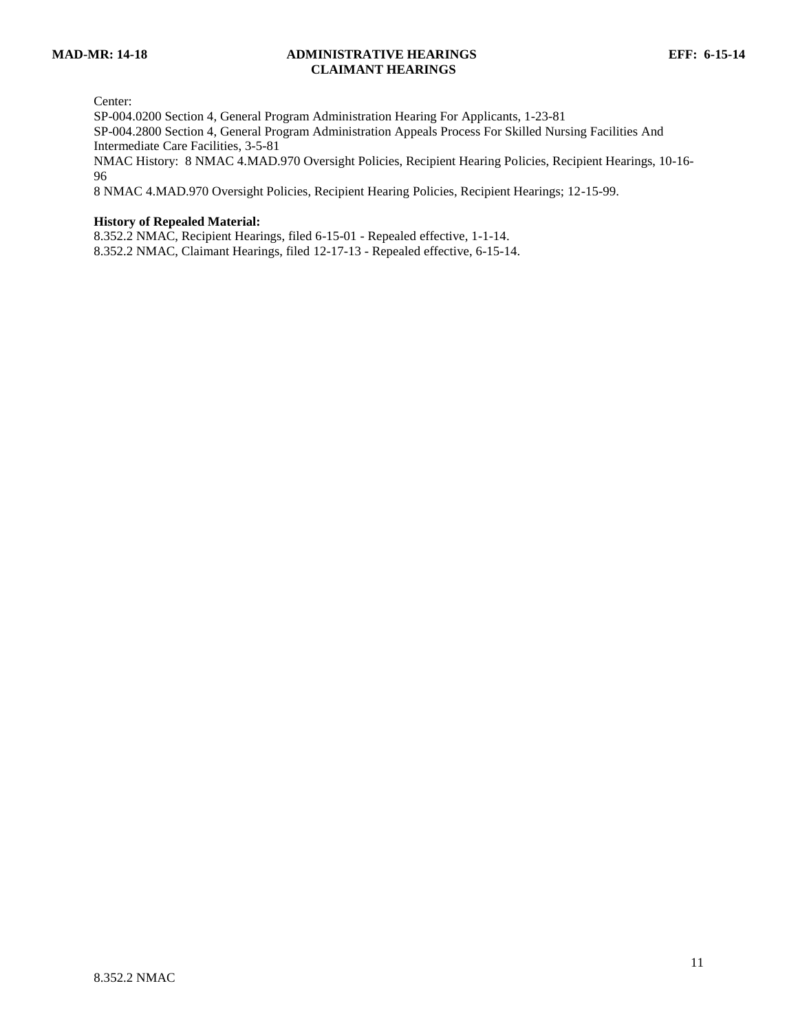Center:
SP-004.0200 Section 4, General Program Administration Hearing For Applicants, 1-23-81
SP-004.2800 Section 4, General Program Administration Appeals Process For Skilled Nursing Facilities And Intermediate Care Facilities, 3-5-81
NMAC History: 8 NMAC 4.MAD.970 Oversight Policies, Recipient Hearing Policies, Recipient Hearings, 10-16-96
8 NMAC 4.MAD.970 Oversight Policies, Recipient Hearing Policies, Recipient Hearings; 12-15-99.

**History of Repealed Material:**
8.352.2 NMAC, Recipient Hearings, filed 6-15-01 - Repealed effective, 1-1-14.
8.352.2 NMAC, Claimant Hearings, filed 12-17-13 - Repealed effective, 6-15-14.